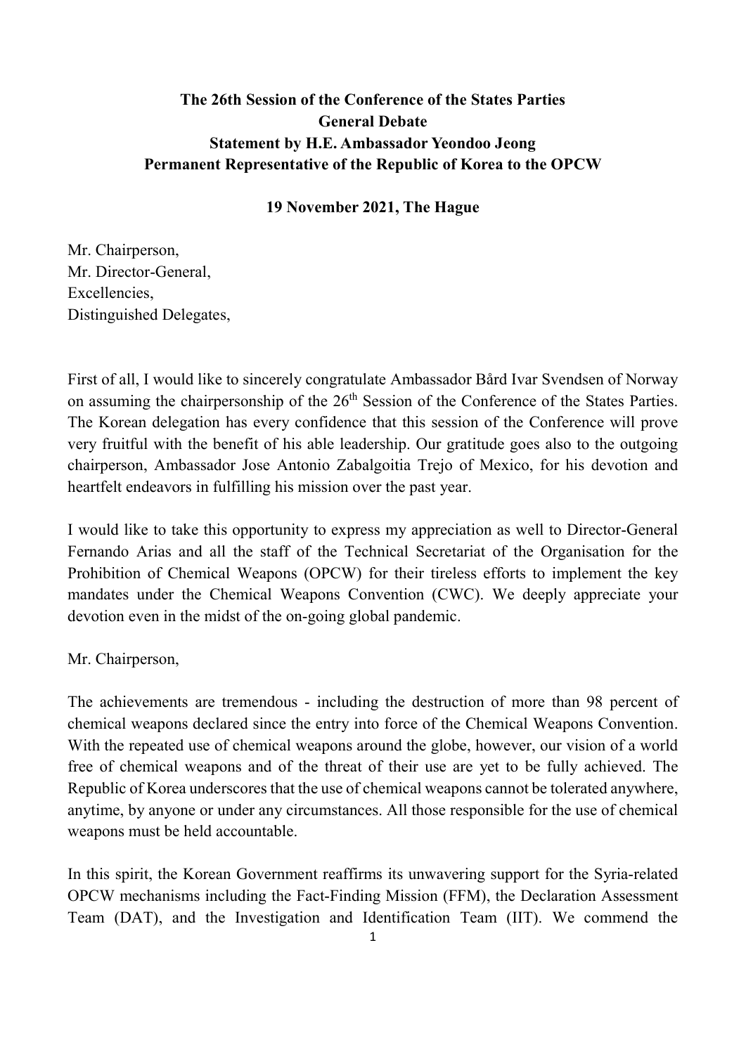**The 26th Session of the Conference of the States Parties**
**General Debate**
**Statement by H.E. Ambassador Yeondoo Jeong**
**Permanent Representative of the Republic of Korea to the OPCW**

**19 November 2021, The Hague**

Mr. Chairperson,
Mr. Director-General,
Excellencies,
Distinguished Delegates,

First of all, I would like to sincerely congratulate Ambassador Bård Ivar Svendsen of Norway on assuming the chairpersonship of the 26th Session of the Conference of the States Parties. The Korean delegation has every confidence that this session of the Conference will prove very fruitful with the benefit of his able leadership. Our gratitude goes also to the outgoing chairperson, Ambassador Jose Antonio Zabalgoitia Trejo of Mexico, for his devotion and heartfelt endeavors in fulfilling his mission over the past year.

I would like to take this opportunity to express my appreciation as well to Director-General Fernando Arias and all the staff of the Technical Secretariat of the Organisation for the Prohibition of Chemical Weapons (OPCW) for their tireless efforts to implement the key mandates under the Chemical Weapons Convention (CWC). We deeply appreciate your devotion even in the midst of the on-going global pandemic.

Mr. Chairperson,

The achievements are tremendous - including the destruction of more than 98 percent of chemical weapons declared since the entry into force of the Chemical Weapons Convention. With the repeated use of chemical weapons around the globe, however, our vision of a world free of chemical weapons and of the threat of their use are yet to be fully achieved. The Republic of Korea underscores that the use of chemical weapons cannot be tolerated anywhere, anytime, by anyone or under any circumstances. All those responsible for the use of chemical weapons must be held accountable.

In this spirit, the Korean Government reaffirms its unwavering support for the Syria-related OPCW mechanisms including the Fact-Finding Mission (FFM), the Declaration Assessment Team (DAT), and the Investigation and Identification Team (IIT). We commend the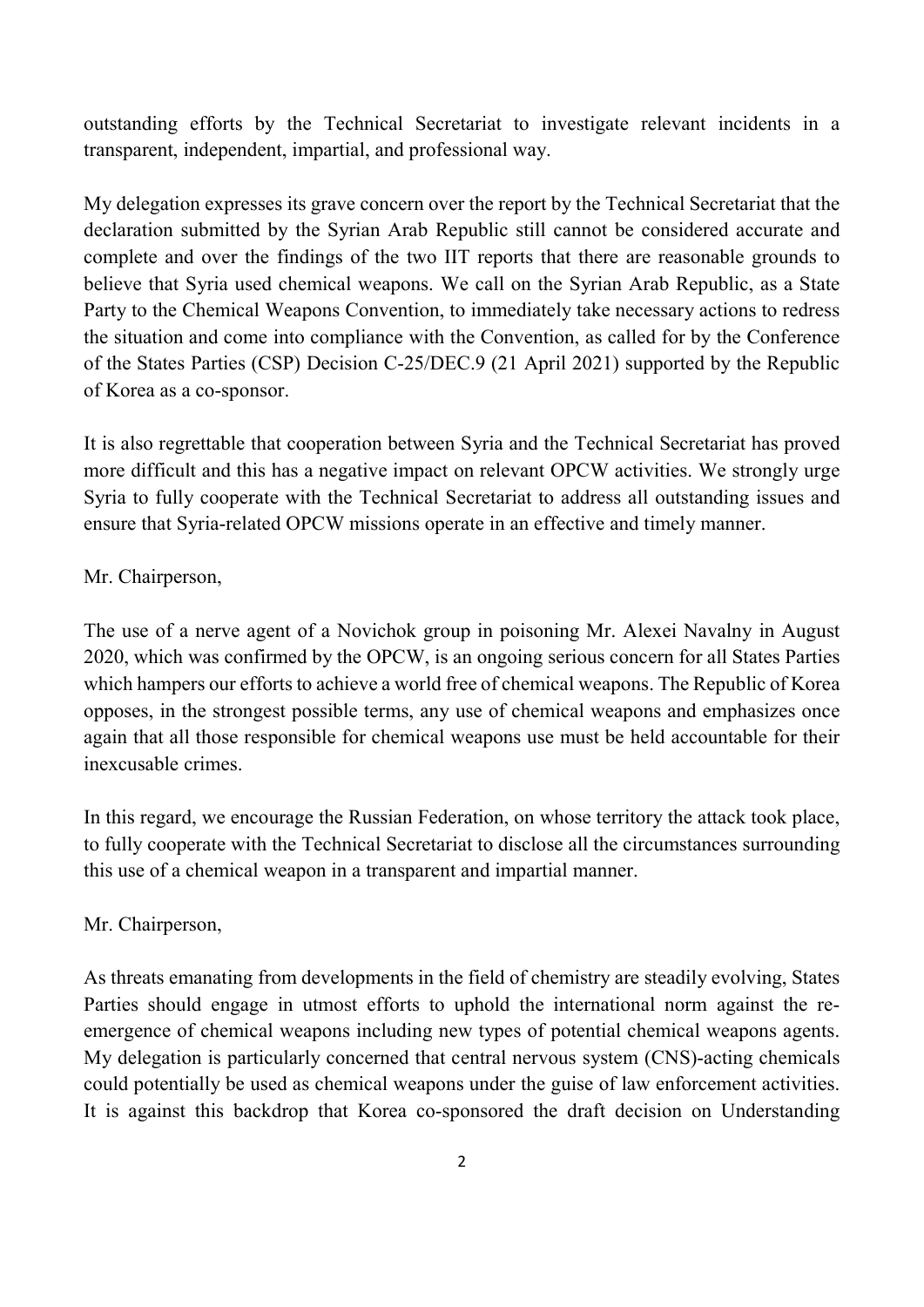outstanding efforts by the Technical Secretariat to investigate relevant incidents in a transparent, independent, impartial, and professional way.

My delegation expresses its grave concern over the report by the Technical Secretariat that the declaration submitted by the Syrian Arab Republic still cannot be considered accurate and complete and over the findings of the two IIT reports that there are reasonable grounds to believe that Syria used chemical weapons. We call on the Syrian Arab Republic, as a State Party to the Chemical Weapons Convention, to immediately take necessary actions to redress the situation and come into compliance with the Convention, as called for by the Conference of the States Parties (CSP) Decision C-25/DEC.9 (21 April 2021) supported by the Republic of Korea as a co-sponsor.

It is also regrettable that cooperation between Syria and the Technical Secretariat has proved more difficult and this has a negative impact on relevant OPCW activities. We strongly urge Syria to fully cooperate with the Technical Secretariat to address all outstanding issues and ensure that Syria-related OPCW missions operate in an effective and timely manner.

Mr. Chairperson,

The use of a nerve agent of a Novichok group in poisoning Mr. Alexei Navalny in August 2020, which was confirmed by the OPCW, is an ongoing serious concern for all States Parties which hampers our efforts to achieve a world free of chemical weapons. The Republic of Korea opposes, in the strongest possible terms, any use of chemical weapons and emphasizes once again that all those responsible for chemical weapons use must be held accountable for their inexcusable crimes.

In this regard, we encourage the Russian Federation, on whose territory the attack took place, to fully cooperate with the Technical Secretariat to disclose all the circumstances surrounding this use of a chemical weapon in a transparent and impartial manner.

Mr. Chairperson,

As threats emanating from developments in the field of chemistry are steadily evolving, States Parties should engage in utmost efforts to uphold the international norm against the re-emergence of chemical weapons including new types of potential chemical weapons agents. My delegation is particularly concerned that central nervous system (CNS)-acting chemicals could potentially be used as chemical weapons under the guise of law enforcement activities. It is against this backdrop that Korea co-sponsored the draft decision on Understanding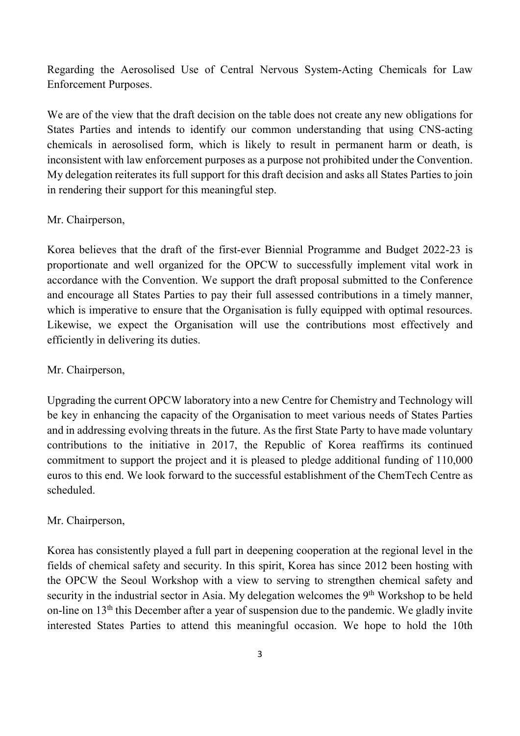Regarding the Aerosolised Use of Central Nervous System-Acting Chemicals for Law Enforcement Purposes.

We are of the view that the draft decision on the table does not create any new obligations for States Parties and intends to identify our common understanding that using CNS-acting chemicals in aerosolised form, which is likely to result in permanent harm or death, is inconsistent with law enforcement purposes as a purpose not prohibited under the Convention. My delegation reiterates its full support for this draft decision and asks all States Parties to join in rendering their support for this meaningful step.

Mr. Chairperson,

Korea believes that the draft of the first-ever Biennial Programme and Budget 2022-23 is proportionate and well organized for the OPCW to successfully implement vital work in accordance with the Convention. We support the draft proposal submitted to the Conference and encourage all States Parties to pay their full assessed contributions in a timely manner, which is imperative to ensure that the Organisation is fully equipped with optimal resources. Likewise, we expect the Organisation will use the contributions most effectively and efficiently in delivering its duties.

Mr. Chairperson,

Upgrading the current OPCW laboratory into a new Centre for Chemistry and Technology will be key in enhancing the capacity of the Organisation to meet various needs of States Parties and in addressing evolving threats in the future. As the first State Party to have made voluntary contributions to the initiative in 2017, the Republic of Korea reaffirms its continued commitment to support the project and it is pleased to pledge additional funding of 110,000 euros to this end. We look forward to the successful establishment of the ChemTech Centre as scheduled.

Mr. Chairperson,

Korea has consistently played a full part in deepening cooperation at the regional level in the fields of chemical safety and security. In this spirit, Korea has since 2012 been hosting with the OPCW the Seoul Workshop with a view to serving to strengthen chemical safety and security in the industrial sector in Asia. My delegation welcomes the 9th Workshop to be held on-line on 13th this December after a year of suspension due to the pandemic. We gladly invite interested States Parties to attend this meaningful occasion. We hope to hold the 10th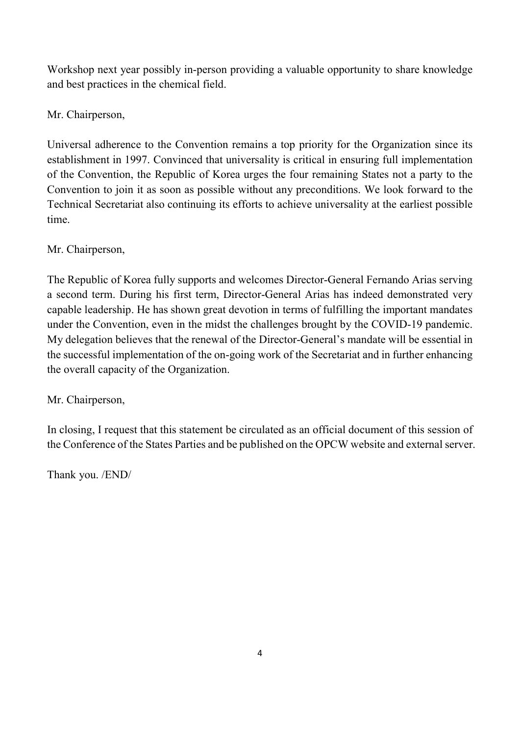Workshop next year possibly in-person providing a valuable opportunity to share knowledge and best practices in the chemical field.

Mr. Chairperson,

Universal adherence to the Convention remains a top priority for the Organization since its establishment in 1997. Convinced that universality is critical in ensuring full implementation of the Convention, the Republic of Korea urges the four remaining States not a party to the Convention to join it as soon as possible without any preconditions. We look forward to the Technical Secretariat also continuing its efforts to achieve universality at the earliest possible time.

Mr. Chairperson,

The Republic of Korea fully supports and welcomes Director-General Fernando Arias serving a second term. During his first term, Director-General Arias has indeed demonstrated very capable leadership. He has shown great devotion in terms of fulfilling the important mandates under the Convention, even in the midst the challenges brought by the COVID-19 pandemic. My delegation believes that the renewal of the Director-General's mandate will be essential in the successful implementation of the on-going work of the Secretariat and in further enhancing the overall capacity of the Organization.

Mr. Chairperson,

In closing, I request that this statement be circulated as an official document of this session of the Conference of the States Parties and be published on the OPCW website and external server.

Thank you. /END/